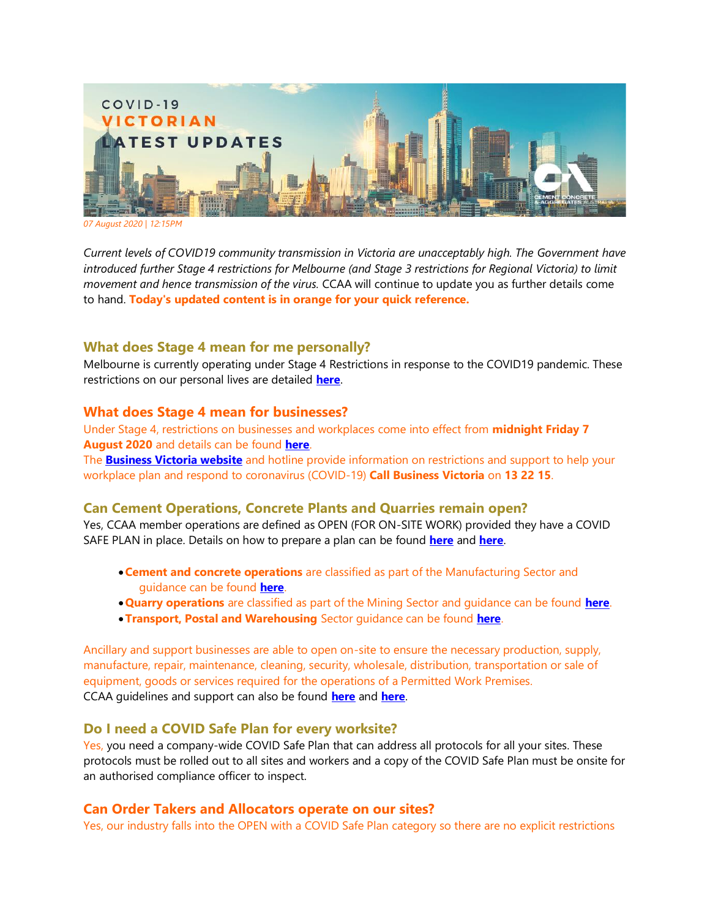COVID-19
VICTORIAN
LATEST UPDATES

*07 August 2020 | 12:15PM*

*Current levels of COVID19 community transmission in Victoria are unacceptably high. The Government have introduced further Stage 4 restrictions for Melbourne (and Stage 3 restrictions for Regional Victoria) to limit movement and hence transmission of the virus.* CCAA will continue to update you as further details come to hand. **Today's updated content is in orange for your quick reference.**

## What does Stage 4 mean for me personally?

Melbourne is currently operating under Stage 4 Restrictions in response to the COVID19 pandemic. These restrictions on our personal lives are detailed **here**.

## What does Stage 4 mean for businesses?

Under Stage 4, restrictions on businesses and workplaces come into effect from **midnight Friday 7 August 2020** and details can be found **here**.
The **Business Victoria website** and hotline provide information on restrictions and support to help your workplace plan and respond to coronavirus (COVID-19) **Call Business Victoria** on **13 22 15**.

## Can Cement Operations, Concrete Plants and Quarries remain open?

Yes, CCAA member operations are defined as OPEN (FOR ON-SITE WORK) provided they have a COVID SAFE PLAN in place. Details on how to prepare a plan can be found **here** and **here**.

- **Cement and concrete operations** are classified as part of the Manufacturing Sector and guidance can be found **here**.
- **Quarry operations** are classified as part of the Mining Sector and guidance can be found **here**.
- **Transport, Postal and Warehousing** Sector guidance can be found **here**.

Ancillary and support businesses are able to open on-site to ensure the necessary production, supply, manufacture, repair, maintenance, cleaning, security, wholesale, distribution, transportation or sale of equipment, goods or services required for the operations of a Permitted Work Premises.
CCAA guidelines and support can also be found **here** and **here**.

## Do I need a COVID Safe Plan for every worksite?

Yes, you need a company-wide COVID Safe Plan that can address all protocols for all your sites. These protocols must be rolled out to all sites and workers and a copy of the COVID Safe Plan must be onsite for an authorised compliance officer to inspect.

## Can Order Takers and Allocators operate on our sites?

Yes, our industry falls into the OPEN with a COVID Safe Plan category so there are no explicit restrictions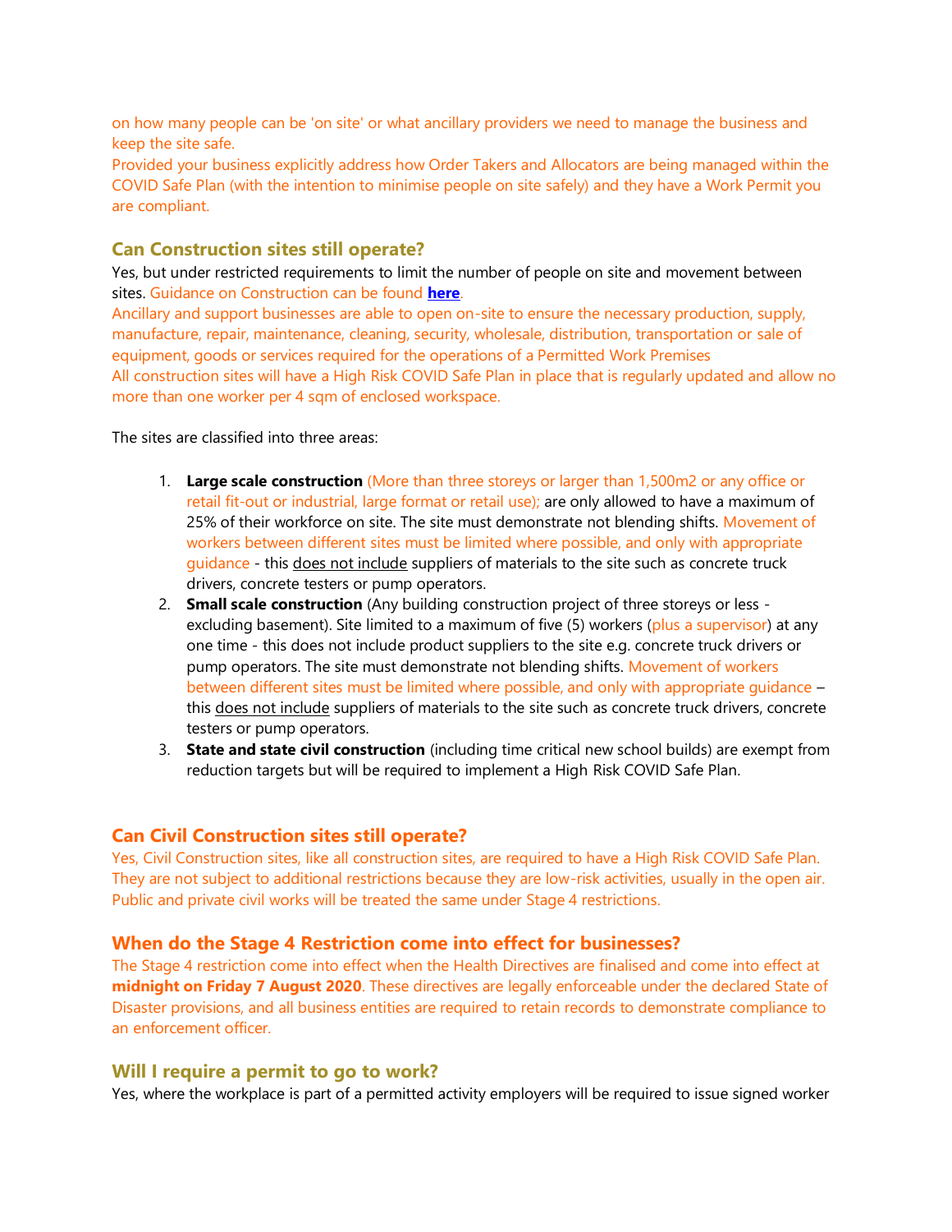on how many people can be 'on site' or what ancillary providers we need to manage the business and keep the site safe.
Provided your business explicitly address how Order Takers and Allocators are being managed within the COVID Safe Plan (with the intention to minimise people on site safely) and they have a Work Permit you are compliant.

### Can Construction sites still operate?

Yes, but under restricted requirements to limit the number of people on site and movement between sites. Guidance on Construction can be found **here**.
Ancillary and support businesses are able to open on-site to ensure the necessary production, supply, manufacture, repair, maintenance, cleaning, security, wholesale, distribution, transportation or sale of equipment, goods or services required for the operations of a Permitted Work Premises
All construction sites will have a High Risk COVID Safe Plan in place that is regularly updated and allow no more than one worker per 4 sqm of enclosed workspace.

The sites are classified into three areas:

1. **Large scale construction** (More than three storeys or larger than 1,500m2 or any office or retail fit-out or industrial, large format or retail use); are only allowed to have a maximum of 25% of their workforce on site. The site must demonstrate not blending shifts. Movement of workers between different sites must be limited where possible, and only with appropriate guidance - this does not include suppliers of materials to the site such as concrete truck drivers, concrete testers or pump operators.
2. **Small scale construction** (Any building construction project of three storeys or less - excluding basement). Site limited to a maximum of five (5) workers (plus a supervisor) at any one time - this does not include product suppliers to the site e.g. concrete truck drivers or pump operators. The site must demonstrate not blending shifts. Movement of workers between different sites must be limited where possible, and only with appropriate guidance – this does not include suppliers of materials to the site such as concrete truck drivers, concrete testers or pump operators.
3. **State and state civil construction** (including time critical new school builds) are exempt from reduction targets but will be required to implement a High Risk COVID Safe Plan.

### Can Civil Construction sites still operate?

Yes, Civil Construction sites, like all construction sites, are required to have a High Risk COVID Safe Plan. They are not subject to additional restrictions because they are low-risk activities, usually in the open air. Public and private civil works will be treated the same under Stage 4 restrictions.

### When do the Stage 4 Restriction come into effect for businesses?

The Stage 4 restriction come into effect when the Health Directives are finalised and come into effect at **midnight on Friday 7 August 2020**. These directives are legally enforceable under the declared State of Disaster provisions, and all business entities are required to retain records to demonstrate compliance to an enforcement officer.

### Will I require a permit to go to work?

Yes, where the workplace is part of a permitted activity employers will be required to issue signed worker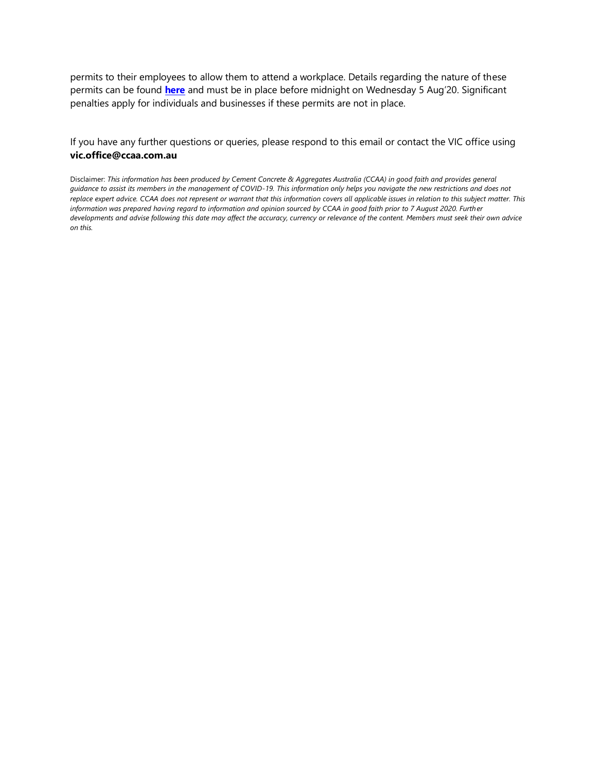permits to their employees to allow them to attend a workplace. Details regarding the nature of these permits can be found **here** and must be in place before midnight on Wednesday 5 Aug'20. Significant penalties apply for individuals and businesses if these permits are not in place.

If you have any further questions or queries, please respond to this email or contact the VIC office using **vic.office@ccaa.com.au**

Disclaimer: *This information has been produced by Cement Concrete & Aggregates Australia (CCAA) in good faith and provides general guidance to assist its members in the management of COVID-19. This information only helps you navigate the new restrictions and does not replace expert advice. CCAA does not represent or warrant that this information covers all applicable issues in relation to this subject matter. This information was prepared having regard to information and opinion sourced by CCAA in good faith prior to 7 August 2020. Further developments and advise following this date may affect the accuracy, currency or relevance of the content. Members must seek their own advice on this.*